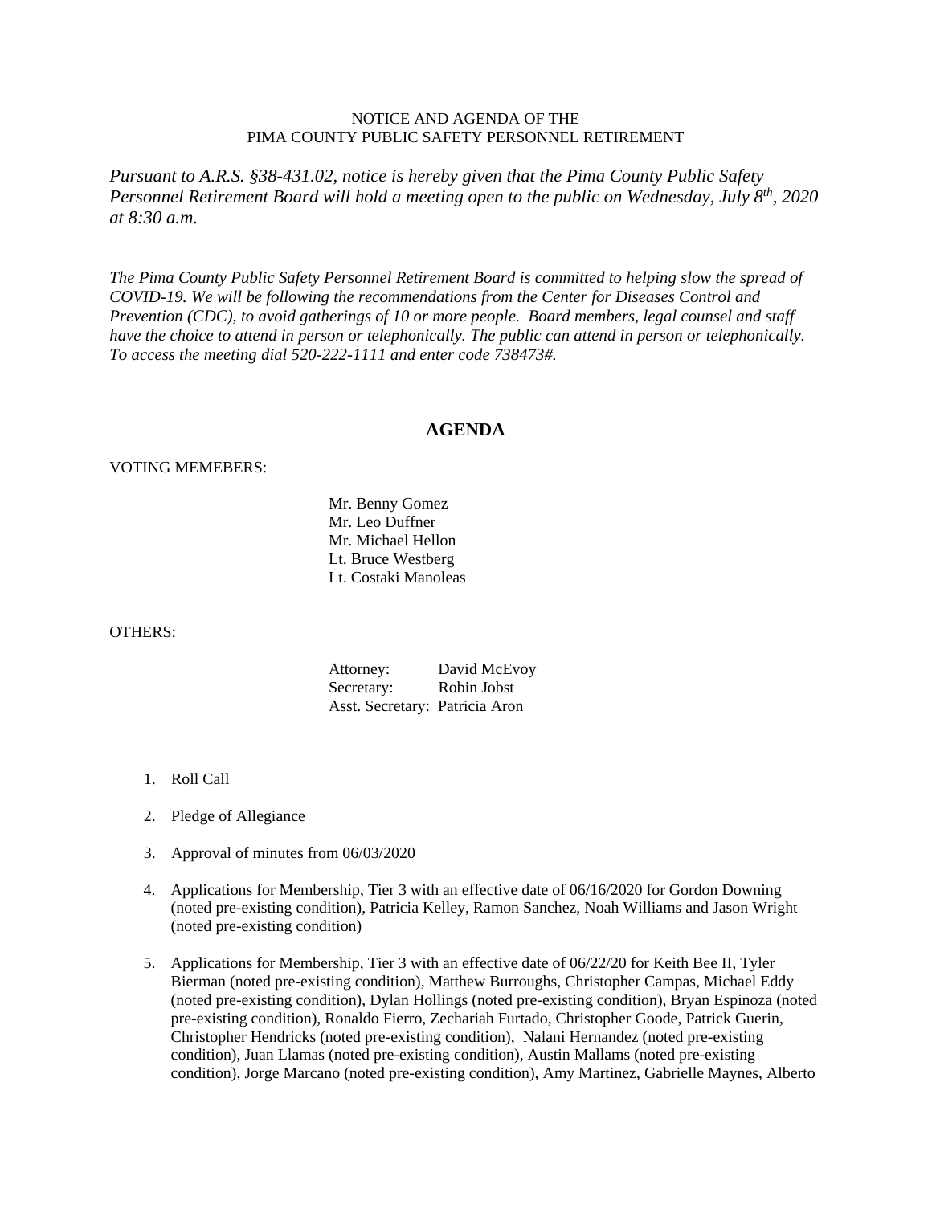NOTICE AND AGENDA OF THE
PIMA COUNTY PUBLIC SAFETY PERSONNEL RETIREMENT

*Pursuant to A.R.S. §38-431.02, notice is hereby given that the Pima County Public Safety Personnel Retirement Board will hold a meeting open to the public on Wednesday, July 8th, 2020 at 8:30 a.m.*

*The Pima County Public Safety Personnel Retirement Board is committed to helping slow the spread of COVID-19. We will be following the recommendations from the Center for Diseases Control and Prevention (CDC), to avoid gatherings of 10 or more people. Board members, legal counsel and staff have the choice to attend in person or telephonically. The public can attend in person or telephonically. To access the meeting dial 520-222-1111 and enter code 738473#.*

## AGENDA

VOTING MEMEBERS:

Mr. Benny Gomez
Mr. Leo Duffner
Mr. Michael Hellon
Lt. Bruce Westberg
Lt. Costaki Manoleas

OTHERS:

Attorney: David McEvoy
Secretary: Robin Jobst
Asst. Secretary: Patricia Aron

1. Roll Call

2. Pledge of Allegiance

3. Approval of minutes from 06/03/2020

4. Applications for Membership, Tier 3 with an effective date of 06/16/2020 for Gordon Downing (noted pre-existing condition), Patricia Kelley, Ramon Sanchez, Noah Williams and Jason Wright (noted pre-existing condition)

5. Applications for Membership, Tier 3 with an effective date of 06/22/20 for Keith Bee II, Tyler Bierman (noted pre-existing condition), Matthew Burroughs, Christopher Campas, Michael Eddy (noted pre-existing condition), Dylan Hollings (noted pre-existing condition), Bryan Espinoza (noted pre-existing condition), Ronaldo Fierro, Zechariah Furtado, Christopher Goode, Patrick Guerin, Christopher Hendricks (noted pre-existing condition), Nalani Hernandez (noted pre-existing condition), Juan Llamas (noted pre-existing condition), Austin Mallams (noted pre-existing condition), Jorge Marcano (noted pre-existing condition), Amy Martinez, Gabrielle Maynes, Alberto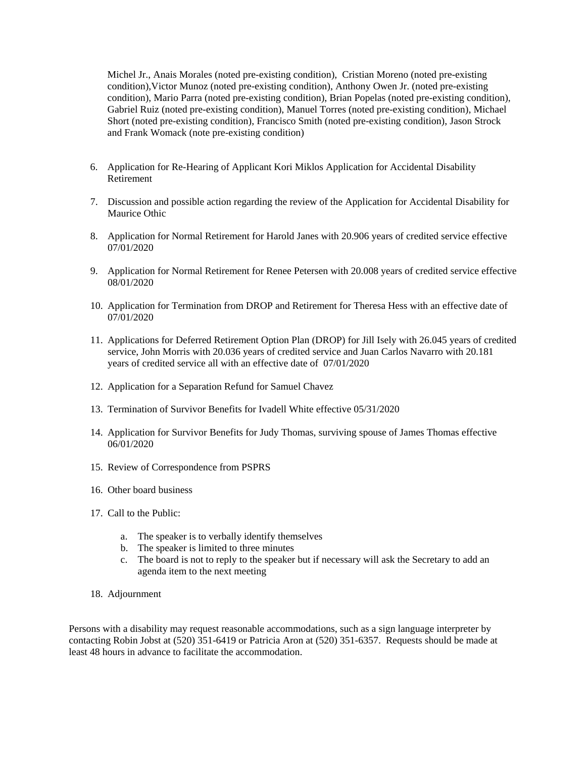Michel Jr., Anais Morales (noted pre-existing condition), Cristian Moreno (noted pre-existing condition),Victor Munoz (noted pre-existing condition), Anthony Owen Jr. (noted pre-existing condition), Mario Parra (noted pre-existing condition), Brian Popelas (noted pre-existing condition), Gabriel Ruiz (noted pre-existing condition), Manuel Torres (noted pre-existing condition), Michael Short (noted pre-existing condition), Francisco Smith (noted pre-existing condition), Jason Strock and Frank Womack (note pre-existing condition)

6. Application for Re-Hearing of Applicant Kori Miklos Application for Accidental Disability Retirement

7. Discussion and possible action regarding the review of the Application for Accidental Disability for Maurice Othic

8. Application for Normal Retirement for Harold Janes with 20.906 years of credited service effective 07/01/2020

9. Application for Normal Retirement for Renee Petersen with 20.008 years of credited service effective 08/01/2020

10. Application for Termination from DROP and Retirement for Theresa Hess with an effective date of 07/01/2020

11. Applications for Deferred Retirement Option Plan (DROP) for Jill Isely with 26.045 years of credited service, John Morris with 20.036 years of credited service and Juan Carlos Navarro with 20.181 years of credited service all with an effective date of 07/01/2020

12. Application for a Separation Refund for Samuel Chavez

13. Termination of Survivor Benefits for Ivadell White effective 05/31/2020

14. Application for Survivor Benefits for Judy Thomas, surviving spouse of James Thomas effective 06/01/2020

15. Review of Correspondence from PSPRS

16. Other board business

17. Call to the Public:

    a. The speaker is to verbally identify themselves
    b. The speaker is limited to three minutes
    c. The board is not to reply to the speaker but if necessary will ask the Secretary to add an agenda item to the next meeting

18. Adjournment

Persons with a disability may request reasonable accommodations, such as a sign language interpreter by contacting Robin Jobst at (520) 351-6419 or Patricia Aron at (520) 351-6357. Requests should be made at least 48 hours in advance to facilitate the accommodation.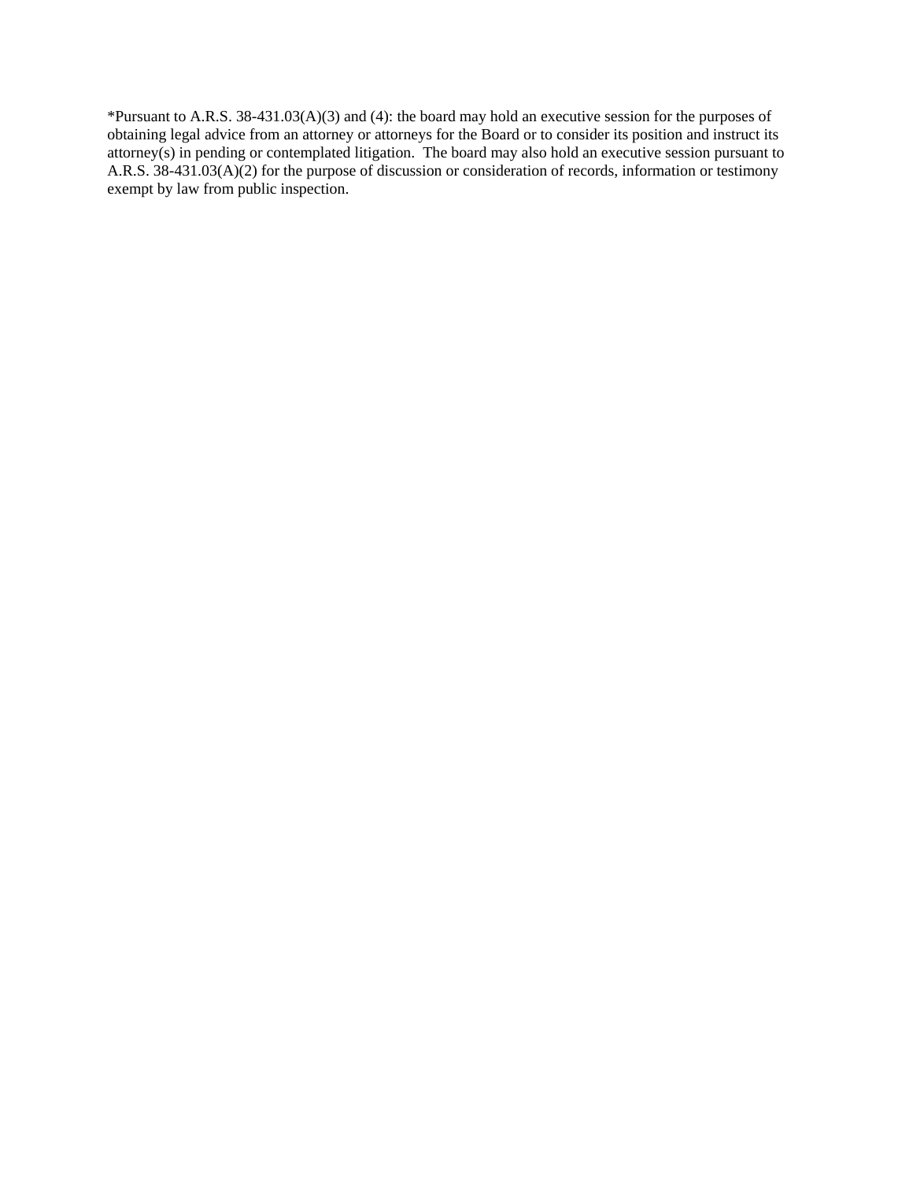*Pursuant to A.R.S. 38-431.03(A)(3) and (4): the board may hold an executive session for the purposes of obtaining legal advice from an attorney or attorneys for the Board or to consider its position and instruct its attorney(s) in pending or contemplated litigation. The board may also hold an executive session pursuant to A.R.S. 38-431.03(A)(2) for the purpose of discussion or consideration of records, information or testimony exempt by law from public inspection.